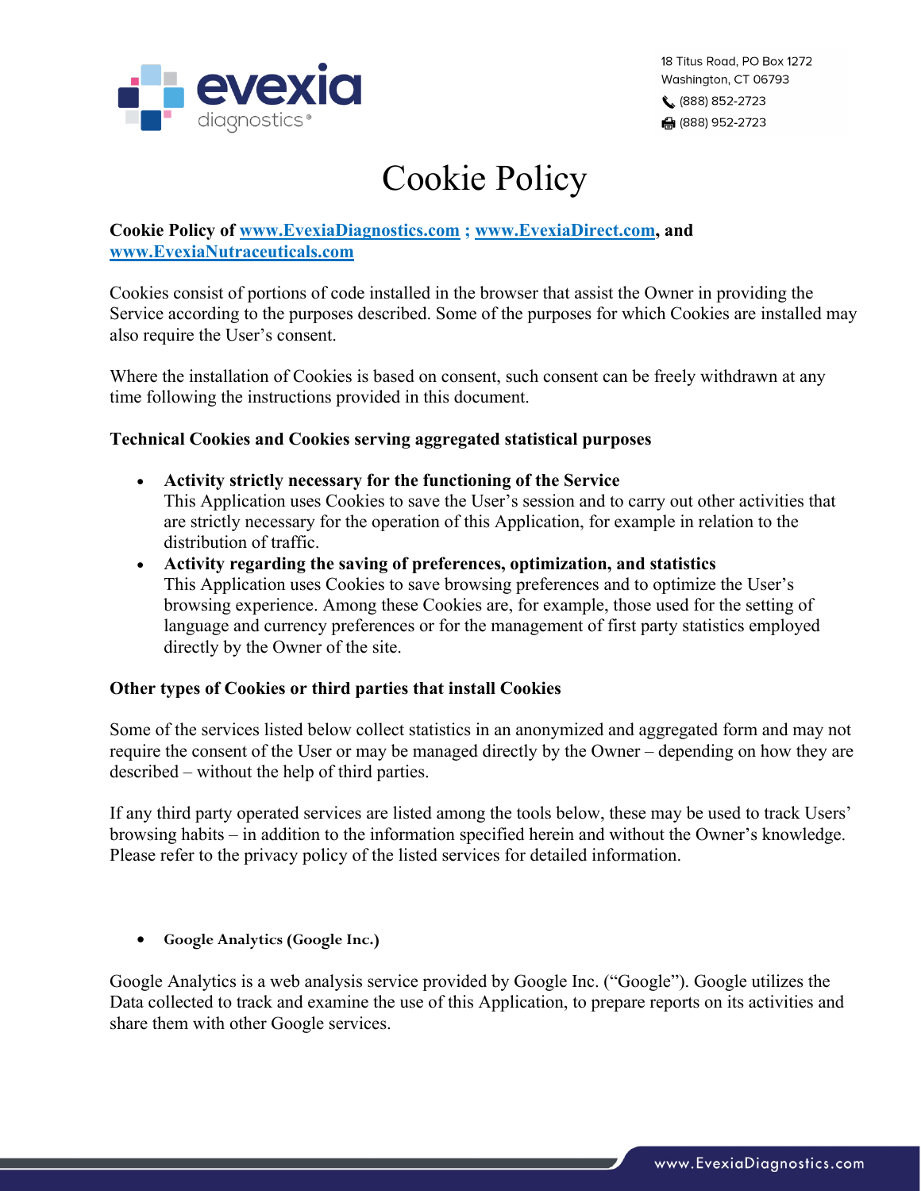18 Titus Road, PO Box 1272
Washington, CT 06793
(888) 852-2723
(888) 952-2723

# Cookie Policy

**Cookie Policy of www.EvexiaDiagnostics.com ; www.EvexiaDirect.com, and www.EvexiaNutraceuticals.com**

Cookies consist of portions of code installed in the browser that assist the Owner in providing the Service according to the purposes described. Some of the purposes for which Cookies are installed may also require the User's consent.

Where the installation of Cookies is based on consent, such consent can be freely withdrawn at any time following the instructions provided in this document.

**Technical Cookies and Cookies serving aggregated statistical purposes**

- **Activity strictly necessary for the functioning of the Service**
  This Application uses Cookies to save the User's session and to carry out other activities that are strictly necessary for the operation of this Application, for example in relation to the distribution of traffic.
- **Activity regarding the saving of preferences, optimization, and statistics**
  This Application uses Cookies to save browsing preferences and to optimize the User's browsing experience. Among these Cookies are, for example, those used for the setting of language and currency preferences or for the management of first party statistics employed directly by the Owner of the site.

**Other types of Cookies or third parties that install Cookies**

Some of the services listed below collect statistics in an anonymized and aggregated form and may not require the consent of the User or may be managed directly by the Owner – depending on how they are described – without the help of third parties.

If any third party operated services are listed among the tools below, these may be used to track Users' browsing habits – in addition to the information specified herein and without the Owner's knowledge. Please refer to the privacy policy of the listed services for detailed information.

- **Google Analytics (Google Inc.)**

Google Analytics is a web analysis service provided by Google Inc. ("Google"). Google utilizes the Data collected to track and examine the use of this Application, to prepare reports on its activities and share them with other Google services.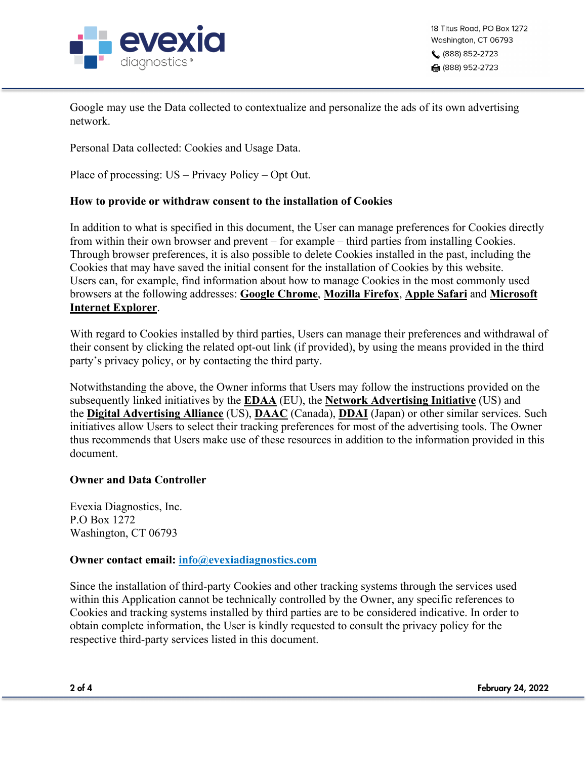Google may use the Data collected to contextualize and personalize the ads of its own advertising network.

Personal Data collected: Cookies and Usage Data.

Place of processing: US – Privacy Policy – Opt Out.

**How to provide or withdraw consent to the installation of Cookies**

In addition to what is specified in this document, the User can manage preferences for Cookies directly from within their own browser and prevent – for example – third parties from installing Cookies. Through browser preferences, it is also possible to delete Cookies installed in the past, including the Cookies that may have saved the initial consent for the installation of Cookies by this website. Users can, for example, find information about how to manage Cookies in the most commonly used browsers at the following addresses: **Google Chrome**, **Mozilla Firefox**, **Apple Safari** and **Microsoft Internet Explorer**.

With regard to Cookies installed by third parties, Users can manage their preferences and withdrawal of their consent by clicking the related opt-out link (if provided), by using the means provided in the third party's privacy policy, or by contacting the third party.

Notwithstanding the above, the Owner informs that Users may follow the instructions provided on the subsequently linked initiatives by the **EDAA** (EU), the **Network Advertising Initiative** (US) and the **Digital Advertising Alliance** (US), **DAAC** (Canada), **DDAI** (Japan) or other similar services. Such initiatives allow Users to select their tracking preferences for most of the advertising tools. The Owner thus recommends that Users make use of these resources in addition to the information provided in this document.

**Owner and Data Controller**

Evexia Diagnostics, Inc.
P.O Box 1272
Washington, CT 06793

**Owner contact email: info@evexiadiagnostics.com**

Since the installation of third-party Cookies and other tracking systems through the services used within this Application cannot be technically controlled by the Owner, any specific references to Cookies and tracking systems installed by third parties are to be considered indicative. In order to obtain complete information, the User is kindly requested to consult the privacy policy for the respective third-party services listed in this document.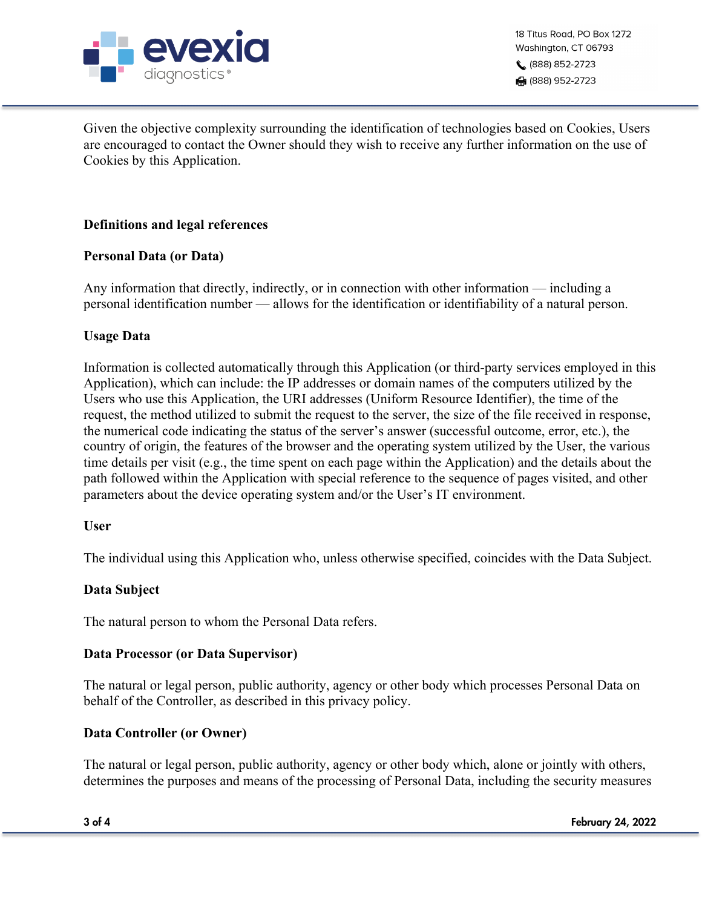Given the objective complexity surrounding the identification of technologies based on Cookies, Users are encouraged to contact the Owner should they wish to receive any further information on the use of Cookies by this Application.

## Definitions and legal references

### Personal Data (or Data)

Any information that directly, indirectly, or in connection with other information — including a personal identification number — allows for the identification or identifiability of a natural person.

### Usage Data

Information is collected automatically through this Application (or third-party services employed in this Application), which can include: the IP addresses or domain names of the computers utilized by the Users who use this Application, the URI addresses (Uniform Resource Identifier), the time of the request, the method utilized to submit the request to the server, the size of the file received in response, the numerical code indicating the status of the server's answer (successful outcome, error, etc.), the country of origin, the features of the browser and the operating system utilized by the User, the various time details per visit (e.g., the time spent on each page within the Application) and the details about the path followed within the Application with special reference to the sequence of pages visited, and other parameters about the device operating system and/or the User's IT environment.

### User

The individual using this Application who, unless otherwise specified, coincides with the Data Subject.

### Data Subject

The natural person to whom the Personal Data refers.

### Data Processor (or Data Supervisor)

The natural or legal person, public authority, agency or other body which processes Personal Data on behalf of the Controller, as described in this privacy policy.

### Data Controller (or Owner)

The natural or legal person, public authority, agency or other body which, alone or jointly with others, determines the purposes and means of the processing of Personal Data, including the security measures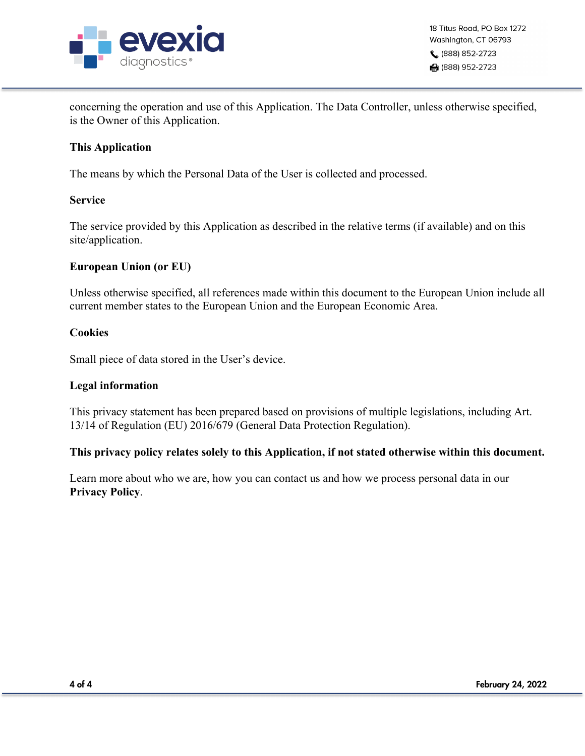concerning the operation and use of this Application. The Data Controller, unless otherwise specified, is the Owner of this Application.

**This Application**

The means by which the Personal Data of the User is collected and processed.

**Service**

The service provided by this Application as described in the relative terms (if available) and on this site/application.

**European Union (or EU)**

Unless otherwise specified, all references made within this document to the European Union include all current member states to the European Union and the European Economic Area.

**Cookies**

Small piece of data stored in the User's device.

**Legal information**

This privacy statement has been prepared based on provisions of multiple legislations, including Art. 13/14 of Regulation (EU) 2016/679 (General Data Protection Regulation).

**This privacy policy relates solely to this Application, if not stated otherwise within this document.**

Learn more about who we are, how you can contact us and how we process personal data in our **Privacy Policy**.